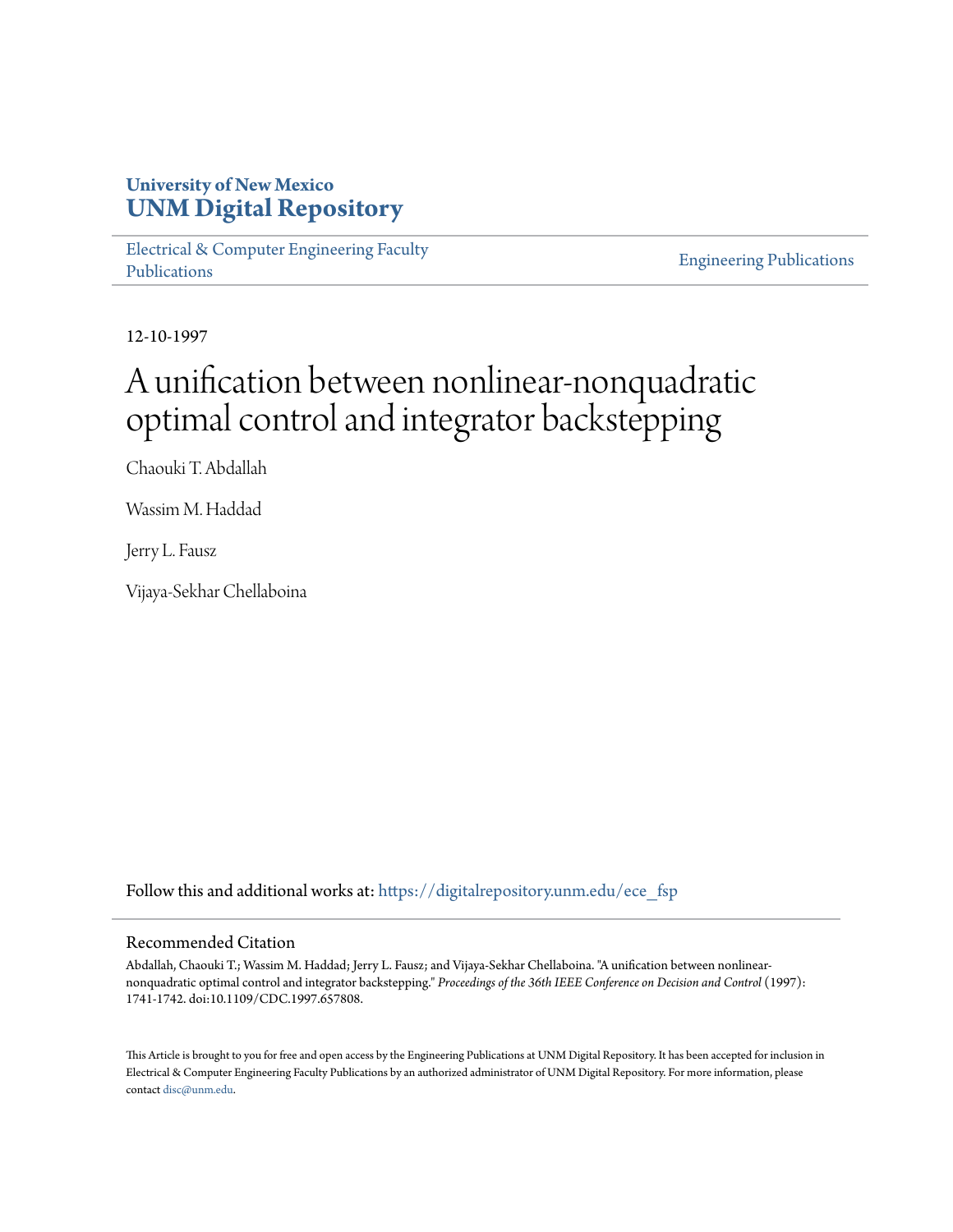University of New Mexico
**UNM Digital Repository**

Electrical & Computer Engineering Faculty Publications

Engineering Publications

12-10-1997

# A unification between nonlinear-nonquadratic optimal control and integrator backstepping

Chaouki T. Abdallah

Wassim M. Haddad

Jerry L. Fausz

Vijaya-Sekhar Chellaboina

Follow this and additional works at: https://digitalrepository.unm.edu/ece_fsp

## Recommended Citation

Abdallah, Chaouki T.; Wassim M. Haddad; Jerry L. Fausz; and Vijaya-Sekhar Chellaboina. "A unification between nonlinear-nonquadratic optimal control and integrator backstepping." *Proceedings of the 36th IEEE Conference on Decision and Control* (1997): 1741-1742. doi:10.1109/CDC.1997.657808.

This Article is brought to you for free and open access by the Engineering Publications at UNM Digital Repository. It has been accepted for inclusion in Electrical & Computer Engineering Faculty Publications by an authorized administrator of UNM Digital Repository. For more information, please contact disc@unm.edu.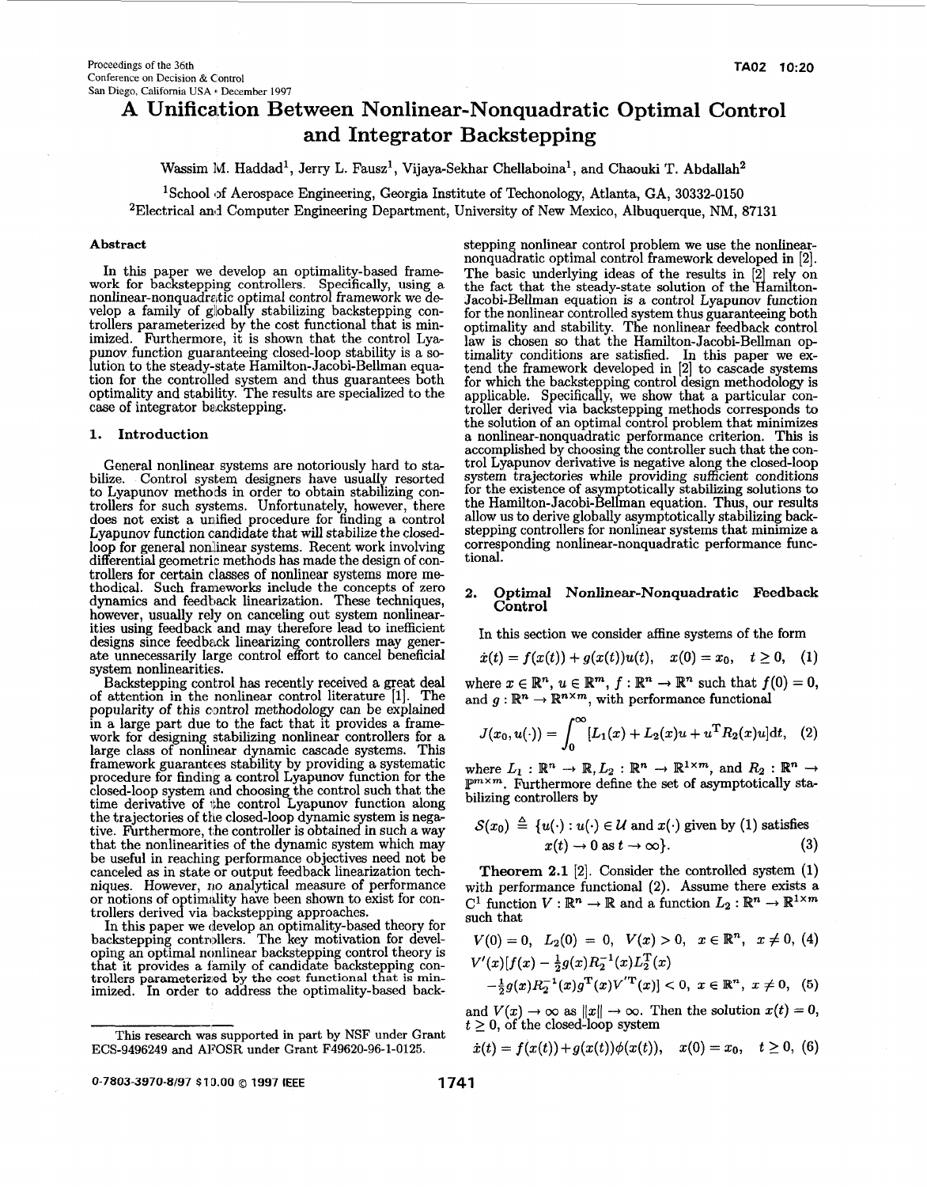# A Unification Between Nonlinear-Nonquadratic Optimal Control and Integrator Backstepping

Wassim M. Haddad[1], Jerry L. Fausz[1], Vijaya-Sekhar Chellaboina[1], and Chaouki T. Abdallah[2]

[1]School of Aerospace Engineering, Georgia Institute of Techonology, Atlanta, GA, 30332-0150
[2]Electrical and Computer Engineering Department, University of New Mexico, Albuquerque, NM, 87131

### Abstract

In this paper we develop an optimality-based framework for backstepping controllers. Specifically, using a nonlinear-nonquadratic optimal control framework we develop a family of globally stabilizing backstepping controllers parameterized by the cost functional that is minimized. Furthermore, it is shown that the control Lyapunov function guaranteeing closed-loop stability is a solution to the steady-state Hamilton-Jacobi-Bellman equation for the controlled system and thus guarantees both optimality and stability. The results are specialized to the case of integrator backstepping.

## 1. Introduction

General nonlinear systems are notoriously hard to stabilize. Control system designers have usually resorted to Lyapunov methods in order to obtain stabilizing controllers for such systems. Unfortunately, however, there does not exist a unified procedure for finding a control Lyapunov function candidate that will stabilize the closed-loop for general nonlinear systems. Recent work involving differential geometric methods has made the design of controllers for certain classes of nonlinear systems more methodical. Such frameworks include the concepts of zero dynamics and feedback linearization. These techniques, however, usually rely on canceling out system nonlinearities using feedback and may therefore lead to inefficient designs since feedback linearizing controllers may generate unnecessarily large control effort to cancel beneficial system nonlinearities.

Backstepping control has recently received a great deal of attention in the nonlinear control literature [1]. The popularity of this control methodology can be explained in a large part due to the fact that it provides a framework for designing stabilizing nonlinear controllers for a large class of nonlinear dynamic cascade systems. This framework guarantees stability by providing a systematic procedure for finding a control Lyapunov function for the closed-loop system and choosing the control such that the time derivative of the control Lyapunov function along the trajectories of the closed-loop dynamic system is negative. Furthermore, the controller is obtained in such a way that the nonlinearities of the dynamic system which may be useful in reaching performance objectives need not be canceled as in state or output feedback linearization techniques. However, no analytical measure of performance or notions of optimality have been shown to exist for controllers derived via backstepping approaches.

In this paper we develop an optimality-based theory for backstepping controllers. The key motivation for developing an optimal nonlinear backstepping control theory is that it provides a family of candidate backstepping controllers parameterized by the cost functional that is minimized. In order to address the optimality-based backstepping nonlinear control problem we use the nonlinear-nonquadratic optimal control framework developed in [2]. The basic underlying ideas of the results in [2] rely on the fact that the steady-state solution of the Hamilton-Jacobi-Bellman equation is a control Lyapunov function for the nonlinear controlled system thus guaranteeing both optimality and stability. The nonlinear feedback control law is chosen so that the Hamilton-Jacobi-Bellman optimality conditions are satisfied. In this paper we extend the framework developed in [2] to cascade systems for which the backstepping control design methodology is applicable. Specifically, we show that a particular controller derived via backstepping methods corresponds to the solution of an optimal control problem that minimizes a nonlinear-nonquadratic performance criterion. This is accomplished by choosing the controller such that the control Lyapunov derivative is negative along the closed-loop system trajectories while providing sufficient conditions for the existence of asymptotically stabilizing solutions to the Hamilton-Jacobi-Bellman equation. Thus, our results allow us to derive globally asymptotically stabilizing backstepping controllers for nonlinear systems that minimize a corresponding nonlinear-nonquadratic performance functional.

## 2. Optimal Nonlinear-Nonquadratic Feedback Control

In this section we consider affine systems of the form

$$\dot{x}(t) = f(x(t)) + g(x(t))u(t), \quad x(0) = x_0, \quad t \geq 0, \quad (1)$$

where $x \in \mathbb{R}^n$, $u \in \mathbb{R}^m$, $f : \mathbb{R}^n \to \mathbb{R}^n$ such that $f(0) = 0$, and $g : \mathbb{R}^n \to \mathbb{R}^{n \times m}$, with performance functional

$$J(x_0, u(\cdot)) = \int_0^\infty [L_1(x) + L_2(x)u + u^{\mathrm{T}}R_2(x)u]dt, \quad (2)$$

where $L_1 : \mathbb{R}^n \to \mathbb{R}, L_2 : \mathbb{R}^n \to \mathbb{R}^{1 \times m}$, and $R_2 : \mathbb{R}^n \to \mathbb{P}^{m \times m}$. Furthermore define the set of asymptotically stabilizing controllers by

$$\mathcal{S}(x_0) \triangleq \{u(\cdot) : u(\cdot) \in \mathcal{U} \text{ and } x(\cdot) \text{ given by (1) satisfies } x(t) \to 0 \text{ as } t \to \infty\}. \quad (3)$$

**Theorem 2.1** [2]. Consider the controlled system (1) with performance functional (2). Assume there exists a $C^1$ function $V : \mathbb{R}^n \to \mathbb{R}$ and a function $L_2 : \mathbb{R}^n \to \mathbb{R}^{1 \times m}$ such that

$$V(0) = 0, \quad L_2(0) = 0, \quad V(x) > 0, \quad x \in \mathbb{R}^n, \quad x \neq 0, \quad (4)$$

$$V'(x)[f(x) - \tfrac{1}{2}g(x)R_2^{-1}(x)L_2^{\mathrm{T}}(x) - \tfrac{1}{2}g(x)R_2^{-1}(x)g^{\mathrm{T}}(x)V'^{\mathrm{T}}(x)] < 0, \quad x \in \mathbb{R}^n, \quad x \neq 0, \quad (5)$$

and $V(x) \to \infty$ as $\|x\| \to \infty$. Then the solution $x(t) = 0$, $t \geq 0$, of the closed-loop system

$$\dot{x}(t) = f(x(t)) + g(x(t))\phi(x(t)), \quad x(0) = x_0, \quad t \geq 0, \quad (6)$$

This research was supported in part by NSF under Grant ECS-9496249 and AFOSR under Grant F49620-96-1-0125.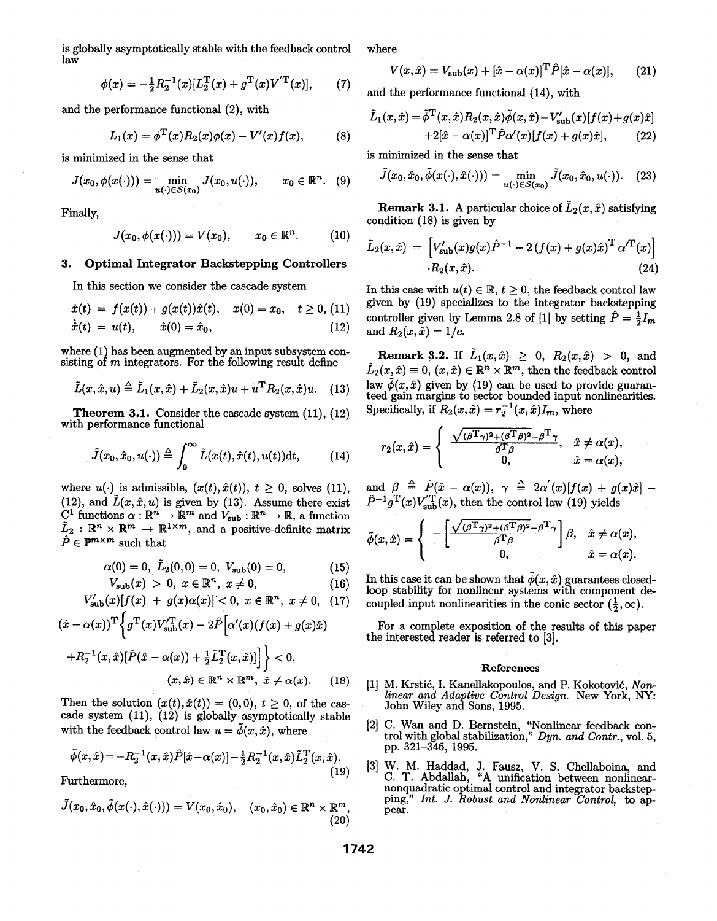is globally asymptotically stable with the feedback control law

$$\phi(x) = -\tfrac{1}{2}R_2^{-1}(x)[L_2^{\mathrm{T}}(x) + g^{\mathrm{T}}(x)V'^{\mathrm{T}}(x)], \qquad (7)$$

and the performance functional (2), with

$$L_1(x) = \phi^{\mathrm{T}}(x)R_2(x)\phi(x) - V'(x)f(x), \qquad (8)$$

is minimized in the sense that

$$J(x_0, \phi(x(\cdot))) = \min_{u(\cdot)\in\mathcal{S}(x_0)} J(x_0, u(\cdot)), \qquad x_0 \in \mathbb{R}^n. \quad (9)$$

Finally,

$$J(x_0, \phi(x(\cdot))) = V(x_0), \qquad x_0 \in \mathbb{R}^n. \qquad (10)$$

## 3. Optimal Integrator Backstepping Controllers

In this section we consider the cascade system

$$\dot{x}(t) = f(x(t)) + g(x(t))\hat{x}(t), \quad x(0) = x_0, \quad t \geq 0, \quad (11)$$

$$\dot{\hat{x}}(t) = u(t), \qquad \hat{x}(0) = \hat{x}_0, \qquad (12)$$

where (1) has been augmented by an input subsystem consisting of $m$ integrators. For the following result define

$$\tilde{L}(x, \hat{x}, u) \triangleq \tilde{L}_1(x, \hat{x}) + \tilde{L}_2(x, \hat{x})u + u^{\mathrm{T}}R_2(x, \hat{x})u. \quad (13)$$

**Theorem 3.1.** Consider the cascade system (11), (12) with performance functional

$$\tilde{J}(x_0, \hat{x}_0, u(\cdot)) \triangleq \int_0^\infty \tilde{L}(x(t), \hat{x}(t), u(t))\mathrm{d}t, \qquad (14)$$

where $u(\cdot)$ is admissible, $(x(t), \hat{x}(t))$, $t \geq 0$, solves (11), (12), and $\tilde{L}(x, \hat{x}, u)$ is given by (13). Assume there exist $\mathrm{C}^1$ functions $\alpha : \mathbb{R}^n \to \mathbb{R}^m$ and $V_{\mathrm{sub}} : \mathbb{R}^n \to \mathbb{R}$, a function $\tilde{L}_2 : \mathbb{R}^n \times \mathbb{R}^m \to \mathbb{R}^{1\times m}$, and a positive-definite matrix $\hat{P} \in \mathbb{P}^{m\times m}$ such that

$$\alpha(0) = 0, \; \tilde{L}_2(0, 0) = 0, \; V_{\mathrm{sub}}(0) = 0, \qquad (15)$$

$$V_{\mathrm{sub}}(x) > 0, \; x \in \mathbb{R}^n, \; x \neq 0, \qquad (16)$$

$$V'_{\mathrm{sub}}(x)[f(x) + g(x)\alpha(x)] < 0, \; x \in \mathbb{R}^n, \; x \neq 0, \quad (17)$$

$$(\hat{x} - \alpha(x))^{\mathrm{T}}\Big\{g^{\mathrm{T}}(x)V_{\mathrm{sub}}'^{\mathrm{T}}(x) - 2\hat{P}\Big[\alpha'(x)(f(x) + g(x)\hat{x}) + R_2^{-1}(x, \hat{x})[\hat{P}(\hat{x} - \alpha(x)) + \tfrac{1}{2}\tilde{L}_2^{\mathrm{T}}(x, \hat{x})]\Big]\Big\} < 0,$$

$$(x, \hat{x}) \in \mathbb{R}^n \times \mathbb{R}^m, \; \hat{x} \neq \alpha(x). \qquad (18)$$

Then the solution $(x(t), \hat{x}(t)) = (0, 0)$, $t \geq 0$, of the cascade system (11), (12) is globally asymptotically stable with the feedback control law $u = \tilde{\phi}(x, \hat{x})$, where

$$\tilde{\phi}(x, \hat{x}) = -R_2^{-1}(x, \hat{x})\hat{P}[\hat{x} - \alpha(x)] - \tfrac{1}{2}R_2^{-1}(x, \hat{x})\tilde{L}_2^{\mathrm{T}}(x, \hat{x}). \qquad (19)$$

Furthermore,

$$\tilde{J}(x_0, \hat{x}_0, \tilde{\phi}(x(\cdot), \hat{x}(\cdot))) = V(x_0, \hat{x}_0), \quad (x_0, \hat{x}_0) \in \mathbb{R}^n \times \mathbb{R}^m, \qquad (20)$$

where

$$V(x, \hat{x}) = V_{\mathrm{sub}}(x) + [\hat{x} - \alpha(x)]^{\mathrm{T}}\hat{P}[\hat{x} - \alpha(x)], \qquad (21)$$

and the performance functional (14), with

$$\tilde{L}_1(x, \hat{x}) = \tilde{\phi}^{\mathrm{T}}(x, \hat{x})R_2(x, \hat{x})\tilde{\phi}(x, \hat{x}) - V'_{\mathrm{sub}}(x)[f(x) + g(x)\hat{x}] + 2[\hat{x} - \alpha(x)]^{\mathrm{T}}\hat{P}\alpha'(x)[f(x) + g(x)\hat{x}], \qquad (22)$$

is minimized in the sense that

$$\tilde{J}(x_0, \hat{x}_0, \tilde{\phi}(x(\cdot), \hat{x}(\cdot))) = \min_{u(\cdot)\in\mathcal{S}(x_0)} \tilde{J}(x_0, \hat{x}_0, u(\cdot)). \quad (23)$$

**Remark 3.1.** A particular choice of $\tilde{L}_2(x, \hat{x})$ satisfying condition (18) is given by

$$\tilde{L}_2(x, \hat{x}) = \left[V'_{\mathrm{sub}}(x)g(x)\hat{P}^{-1} - 2\left(f(x) + g(x)\hat{x}\right)^{\mathrm{T}}\alpha'^{\mathrm{T}}(x)\right] \cdot R_2(x, \hat{x}). \qquad (24)$$

In this case with $u(t) \in \mathbb{R}$, $t \geq 0$, the feedback control law given by (19) specializes to the integrator backstepping controller given by Lemma 2.8 of [1] by setting $\hat{P} = \frac{1}{2}I_m$ and $R_2(x, \hat{x}) = 1/c$.

**Remark 3.2.** If $\tilde{L}_1(x, \hat{x}) \geq 0$, $R_2(x, \hat{x}) > 0$, and $\tilde{L}_2(x, \hat{x}) \equiv 0$, $(x, \hat{x}) \in \mathbb{R}^n \times \mathbb{R}^m$, then the feedback control law $\tilde{\phi}(x, \hat{x})$ given by (19) can be used to provide guaranteed gain margins to sector bounded input nonlinearities. Specifically, if $R_2(x, \hat{x}) = r_2^{-1}(x, \hat{x})I_m$, where

$$r_2(x, \hat{x}) = \begin{cases} \frac{\sqrt{(\beta^{\mathrm{T}}\gamma)^2 + (\beta^{\mathrm{T}}\beta)^2} - \beta^{\mathrm{T}}\gamma}{\beta^{\mathrm{T}}\beta}, & \hat{x} \neq \alpha(x), \\ 0, & \hat{x} = \alpha(x), \end{cases}$$

and $\beta \triangleq \hat{P}(\hat{x} - \alpha(x))$, $\gamma \triangleq 2\alpha'(x)[f(x) + g(x)\hat{x}] - \hat{P}^{-1}g^{\mathrm{T}}(x)V_{\mathrm{sub}}'^{\mathrm{T}}(x)$, then the control law (19) yields

$$\tilde{\phi}(x, \hat{x}) = \begin{cases} -\left[\frac{\sqrt{(\beta^{\mathrm{T}}\gamma)^2 + (\beta^{\mathrm{T}}\beta)^2} - \beta^{\mathrm{T}}\gamma}{\beta^{\mathrm{T}}\beta}\right]\beta, & \hat{x} \neq \alpha(x), \\ 0, & \hat{x} = \alpha(x). \end{cases}$$

In this case it can be shown that $\tilde{\phi}(x, \hat{x})$ guarantees closed-loop stability for nonlinear systems with component decoupled input nonlinearities in the conic sector $(\frac{1}{2}, \infty)$.

For a complete exposition of the results of this paper the interested reader is referred to [3].

### References

[1] M. Krstić, I. Kanellakopoulos, and P. Kokotović, *Nonlinear and Adaptive Control Design*. New York, NY: John Wiley and Sons, 1995.

[2] C. Wan and D. Bernstein, "Nonlinear feedback control with global stabilization," *Dyn. and Contr.*, vol. 5, pp. 321–346, 1995.

[3] W. M. Haddad, J. Fausz, V. S. Chellaboina, and C. T. Abdallah, "A unification between nonlinear-nonquadratic optimal control and integrator backstepping," *Int. J. Robust and Nonlinear Control*, to appear.